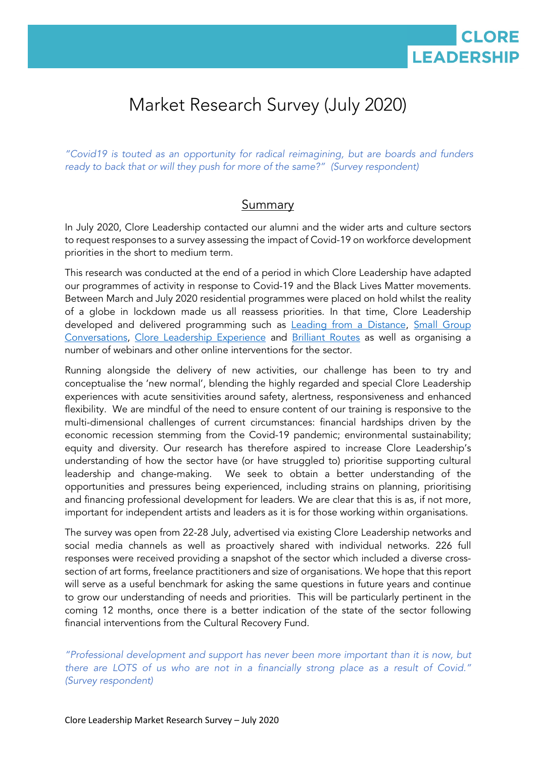# Market Research Survey (July 2020)

*"Covid19 is touted as an opportunity for radical reimagining, but are boards and funders ready to back that or will they push for more of the same?" (Survey respondent)*

## Summary

In July 2020, Clore Leadership contacted our alumni and the wider arts and culture sectors to request responses to a survey assessing the impact of Covid-19 on workforce development priorities in the short to medium term.

This research was conducted at the end of a period in which Clore Leadership have adapted our programmes of activity in response to Covid-19 and the Black Lives Matter movements. Between March and July 2020 residential programmes were placed on hold whilst the reality of a globe in lockdown made us all reassess priorities. In that time, Clore Leadership developed and delivered programming such as Leading from a Distance, Small Group Conversations, Clore Leadership Experience and Brilliant Routes as well as organising a number of webinars and other online interventions for the sector.

Running alongside the delivery of new activities, our challenge has been to try and conceptualise the 'new normal', blending the highly regarded and special Clore Leadership experiences with acute sensitivities around safety, alertness, responsiveness and enhanced flexibility. We are mindful of the need to ensure content of our training is responsive to the multi-dimensional challenges of current circumstances: financial hardships driven by the economic recession stemming from the Covid-19 pandemic; environmental sustainability; equity and diversity. Our research has therefore aspired to increase Clore Leadership's understanding of how the sector have (or have struggled to) prioritise supporting cultural leadership and change-making. We seek to obtain a better understanding of the opportunities and pressures being experienced, including strains on planning, prioritising and financing professional development for leaders. We are clear that this is as, if not more, important for independent artists and leaders as it is for those working within organisations.

The survey was open from 22-28 July, advertised via existing Clore Leadership networks and social media channels as well as proactively shared with individual networks. 226 full responses were received providing a snapshot of the sector which included a diverse cross-section of art forms, freelance practitioners and size of organisations. We hope that this report will serve as a useful benchmark for asking the same questions in future years and continue to grow our understanding of needs and priorities. This will be particularly pertinent in the coming 12 months, once there is a better indication of the state of the sector following financial interventions from the Cultural Recovery Fund.

*"Professional development and support has never been more important than it is now, but there are LOTS of us who are not in a financially strong place as a result of Covid." (Survey respondent)*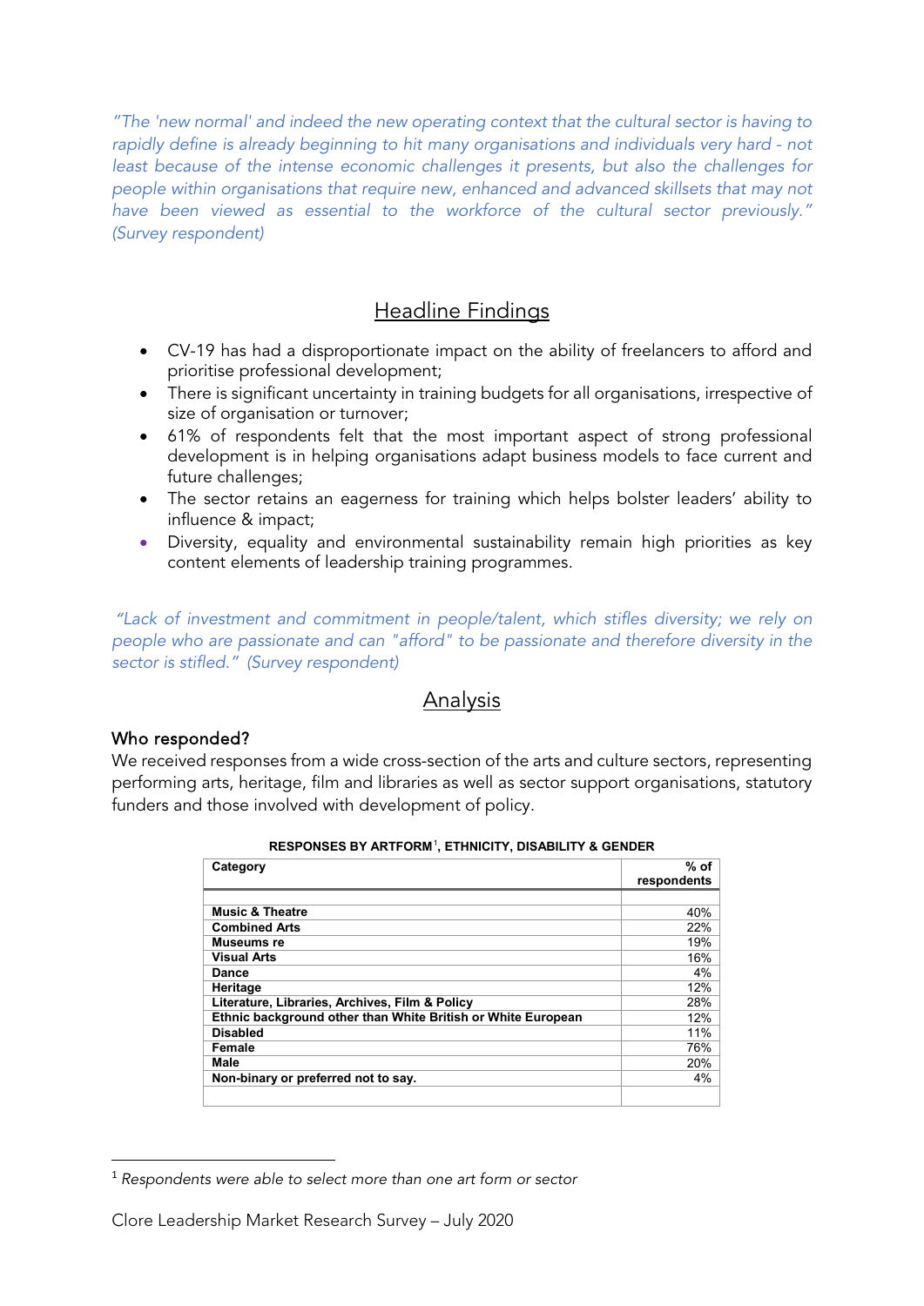*"The 'new normal' and indeed the new operating context that the cultural sector is having to rapidly define is already beginning to hit many organisations and individuals very hard - not least because of the intense economic challenges it presents, but also the challenges for people within organisations that require new, enhanced and advanced skillsets that may not have been viewed as essential to the workforce of the cultural sector previously." (Survey respondent)*

## Headline Findings

- CV-19 has had a disproportionate impact on the ability of freelancers to afford and prioritise professional development;
- There is significant uncertainty in training budgets for all organisations, irrespective of size of organisation or turnover;
- 61% of respondents felt that the most important aspect of strong professional development is in helping organisations adapt business models to face current and future challenges;
- The sector retains an eagerness for training which helps bolster leaders' ability to influence & impact;
- Diversity, equality and environmental sustainability remain high priorities as key content elements of leadership training programmes.

*"Lack of investment and commitment in people/talent, which stifles diversity; we rely on people who are passionate and can "afford" to be passionate and therefore diversity in the sector is stifled." (Survey respondent)*

## Analysis

### Who responded?

We received responses from a wide cross-section of the arts and culture sectors, representing performing arts, heritage, film and libraries as well as sector support organisations, statutory funders and those involved with development of policy.

**RESPONSES BY ARTFORM[1], ETHNICITY, DISABILITY & GENDER**

| Category | % of respondents |
|---|---|
| **Music & Theatre** | 40% |
| **Combined Arts** | 22% |
| **Museums re** | 19% |
| **Visual Arts** | 16% |
| **Dance** | 4% |
| **Heritage** | 12% |
| **Literature, Libraries, Archives, Film & Policy** | 28% |
| **Ethnic background other than White British or White European** | 12% |
| **Disabled** | 11% |
| **Female** | 76% |
| **Male** | 20% |
| **Non-binary or preferred not to say.** | 4% |

[1] *Respondents were able to select more than one art form or sector*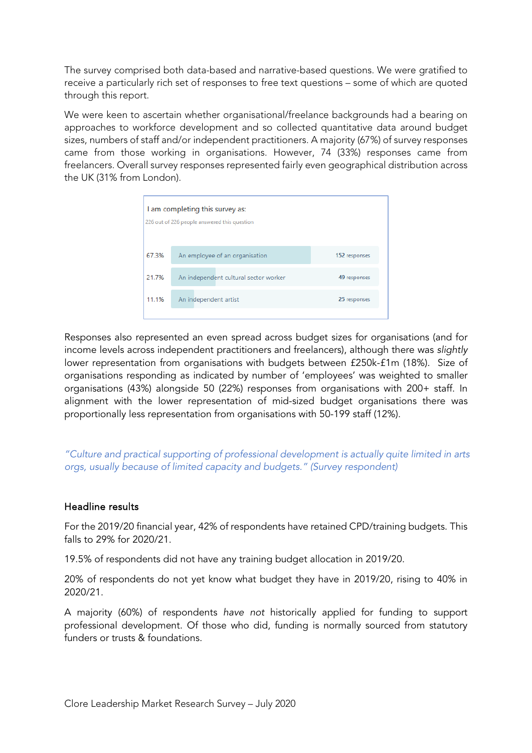The survey comprised both data-based and narrative-based questions. We were gratified to receive a particularly rich set of responses to free text questions – some of which are quoted through this report.

We were keen to ascertain whether organisational/freelance backgrounds had a bearing on approaches to workforce development and so collected quantitative data around budget sizes, numbers of staff and/or independent practitioners. A majority (67%) of survey responses came from those working in organisations. However, 74 (33%) responses came from freelancers. Overall survey responses represented fairly even geographical distribution across the UK (31% from London).

I am completing this survey as:

226 out of 226 people answered this question

| % | Option | Responses |
|---|---|---|
| 67.3% | An employee of an organisation | 152 responses |
| 21.7% | An independent cultural sector worker | 49 responses |
| 11.1% | An independent artist | 25 responses |

Responses also represented an even spread across budget sizes for organisations (and for income levels across independent practitioners and freelancers), although there was *slightly* lower representation from organisations with budgets between £250k-£1m (18%). Size of organisations responding as indicated by number of 'employees' was weighted to smaller organisations (43%) alongside 50 (22%) responses from organisations with 200+ staff. In alignment with the lower representation of mid-sized budget organisations there was proportionally less representation from organisations with 50-199 staff (12%).

*"Culture and practical supporting of professional development is actually quite limited in arts orgs, usually because of limited capacity and budgets." (Survey respondent)*

## Headline results

For the 2019/20 financial year, 42% of respondents have retained CPD/training budgets. This falls to 29% for 2020/21.

19.5% of respondents did not have any training budget allocation in 2019/20.

20% of respondents do not yet know what budget they have in 2019/20, rising to 40% in 2020/21.

A majority (60%) of respondents *have not* historically applied for funding to support professional development. Of those who did, funding is normally sourced from statutory funders or trusts & foundations.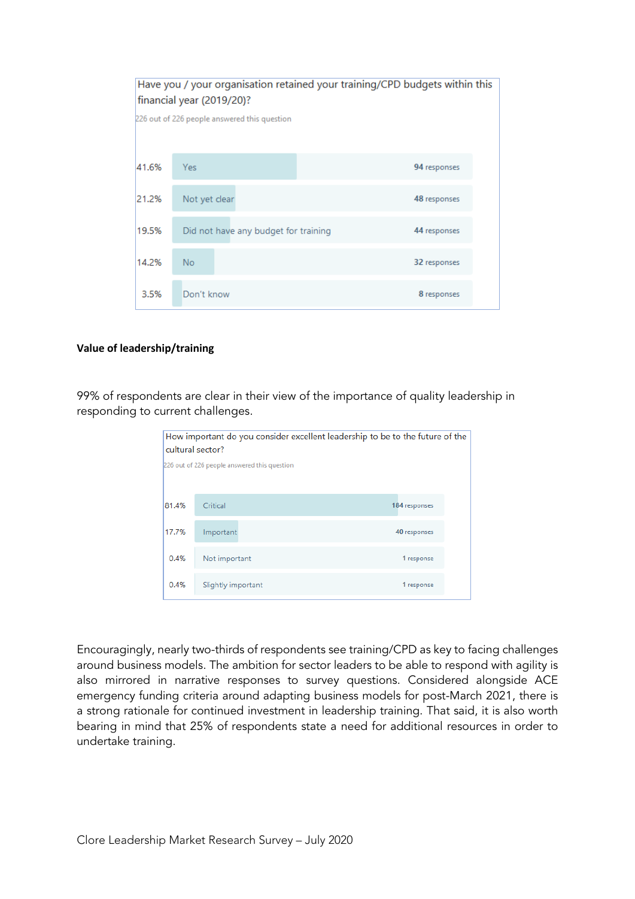Have you / your organisation retained your training/CPD budgets within this financial year (2019/20)?

226 out of 226 people answered this question

| % | Answer | Responses |
|---|---|---|
| 41.6% | Yes | 94 responses |
| 21.2% | Not yet clear | 48 responses |
| 19.5% | Did not have any budget for training | 44 responses |
| 14.2% | No | 32 responses |
| 3.5% | Don't know | 8 responses |

**Value of leadership/training**

99% of respondents are clear in their view of the importance of quality leadership in responding to current challenges.

How important do you consider excellent leadership to be to the future of the cultural sector?

226 out of 226 people answered this question

| % | Answer | Responses |
|---|---|---|
| 81.4% | Critical | 184 responses |
| 17.7% | Important | 40 responses |
| 0.4% | Not important | 1 response |
| 0.4% | Slightly important | 1 response |

Encouragingly, nearly two-thirds of respondents see training/CPD as key to facing challenges around business models. The ambition for sector leaders to be able to respond with agility is also mirrored in narrative responses to survey questions. Considered alongside ACE emergency funding criteria around adapting business models for post-March 2021, there is a strong rationale for continued investment in leadership training. That said, it is also worth bearing in mind that 25% of respondents state a need for additional resources in order to undertake training.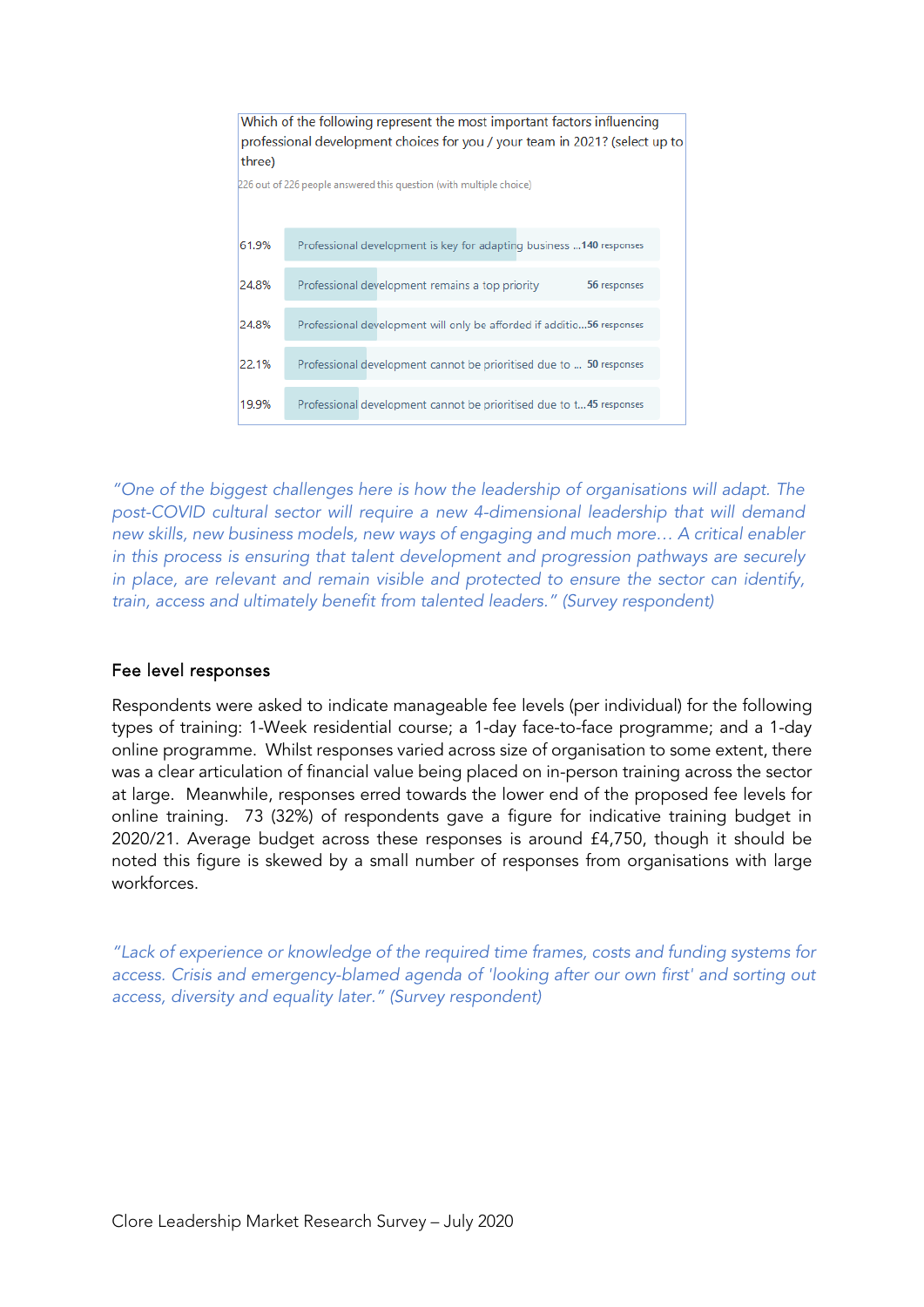Which of the following represent the most important factors influencing professional development choices for you / your team in 2021? (select up to three)

226 out of 226 people answered this question (with multiple choice)

| % | Option | Responses |
|---|---|---|
| 61.9% | Professional development is key for adapting business ... | 140 responses |
| 24.8% | Professional development remains a top priority | 56 responses |
| 24.8% | Professional development will only be afforded if additio... | 56 responses |
| 22.1% | Professional development cannot be prioritised due to ... | 50 responses |
| 19.9% | Professional development cannot be prioritised due to t... | 45 responses |

*"One of the biggest challenges here is how the leadership of organisations will adapt. The post-COVID cultural sector will require a new 4-dimensional leadership that will demand new skills, new business models, new ways of engaging and much more… A critical enabler in this process is ensuring that talent development and progression pathways are securely in place, are relevant and remain visible and protected to ensure the sector can identify, train, access and ultimately benefit from talented leaders." (Survey respondent)*

## Fee level responses

Respondents were asked to indicate manageable fee levels (per individual) for the following types of training: 1-Week residential course; a 1-day face-to-face programme; and a 1-day online programme. Whilst responses varied across size of organisation to some extent, there was a clear articulation of financial value being placed on in-person training across the sector at large. Meanwhile, responses erred towards the lower end of the proposed fee levels for online training. 73 (32%) of respondents gave a figure for indicative training budget in 2020/21. Average budget across these responses is around £4,750, though it should be noted this figure is skewed by a small number of responses from organisations with large workforces.

*"Lack of experience or knowledge of the required time frames, costs and funding systems for access. Crisis and emergency-blamed agenda of 'looking after our own first' and sorting out access, diversity and equality later." (Survey respondent)*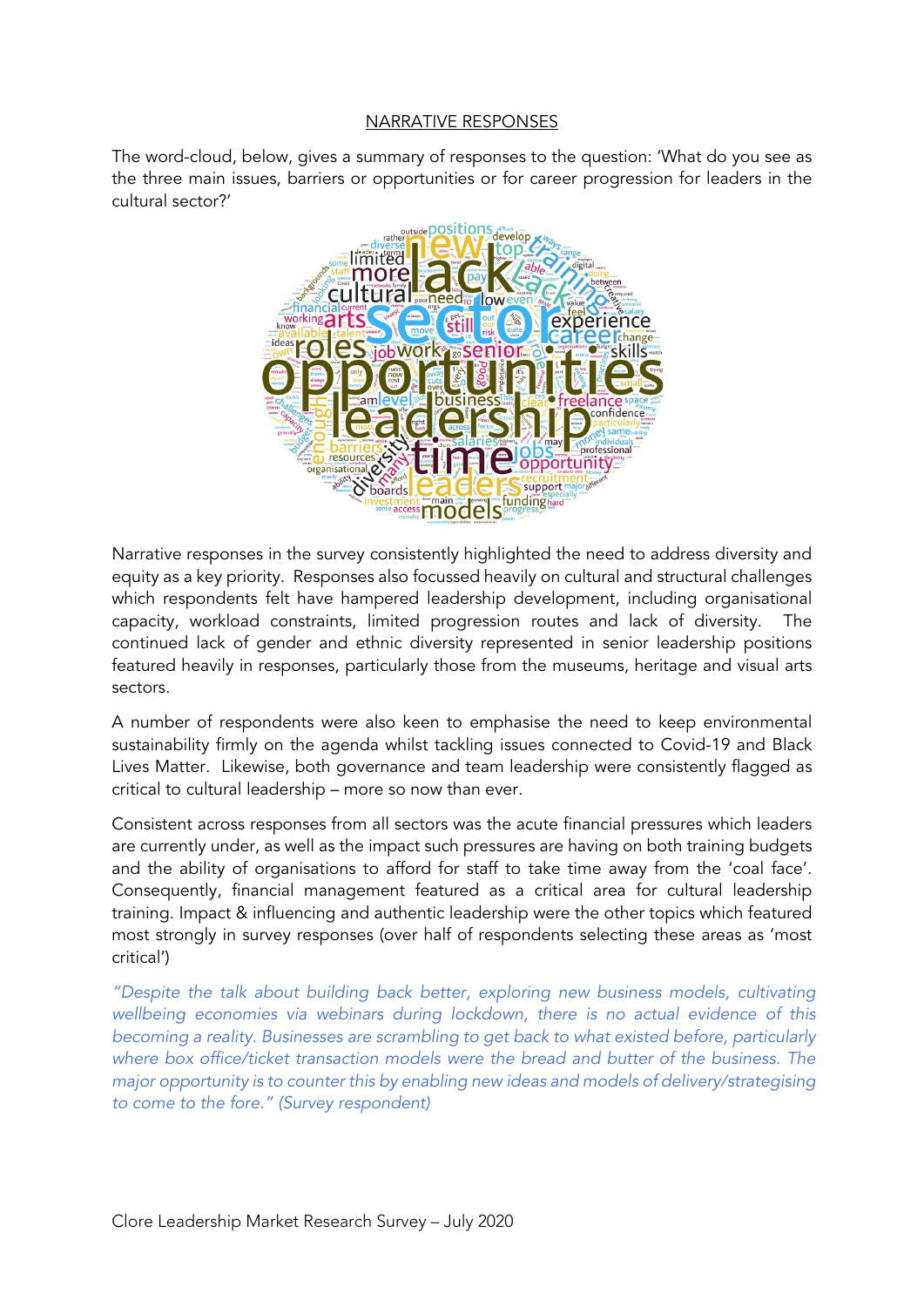## NARRATIVE RESPONSES

The word-cloud, below, gives a summary of responses to the question: 'What do you see as the three main issues, barriers or opportunities or for career progression for leaders in the cultural sector?'

Narrative responses in the survey consistently highlighted the need to address diversity and equity as a key priority. Responses also focussed heavily on cultural and structural challenges which respondents felt have hampered leadership development, including organisational capacity, workload constraints, limited progression routes and lack of diversity. The continued lack of gender and ethnic diversity represented in senior leadership positions featured heavily in responses, particularly those from the museums, heritage and visual arts sectors.

A number of respondents were also keen to emphasise the need to keep environmental sustainability firmly on the agenda whilst tackling issues connected to Covid-19 and Black Lives Matter. Likewise, both governance and team leadership were consistently flagged as critical to cultural leadership – more so now than ever.

Consistent across responses from all sectors was the acute financial pressures which leaders are currently under, as well as the impact such pressures are having on both training budgets and the ability of organisations to afford for staff to take time away from the 'coal face'. Consequently, financial management featured as a critical area for cultural leadership training. Impact & influencing and authentic leadership were the other topics which featured most strongly in survey responses (over half of respondents selecting these areas as 'most critical')

*"Despite the talk about building back better, exploring new business models, cultivating wellbeing economies via webinars during lockdown, there is no actual evidence of this becoming a reality. Businesses are scrambling to get back to what existed before, particularly where box office/ticket transaction models were the bread and butter of the business. The major opportunity is to counter this by enabling new ideas and models of delivery/strategising to come to the fore." (Survey respondent)*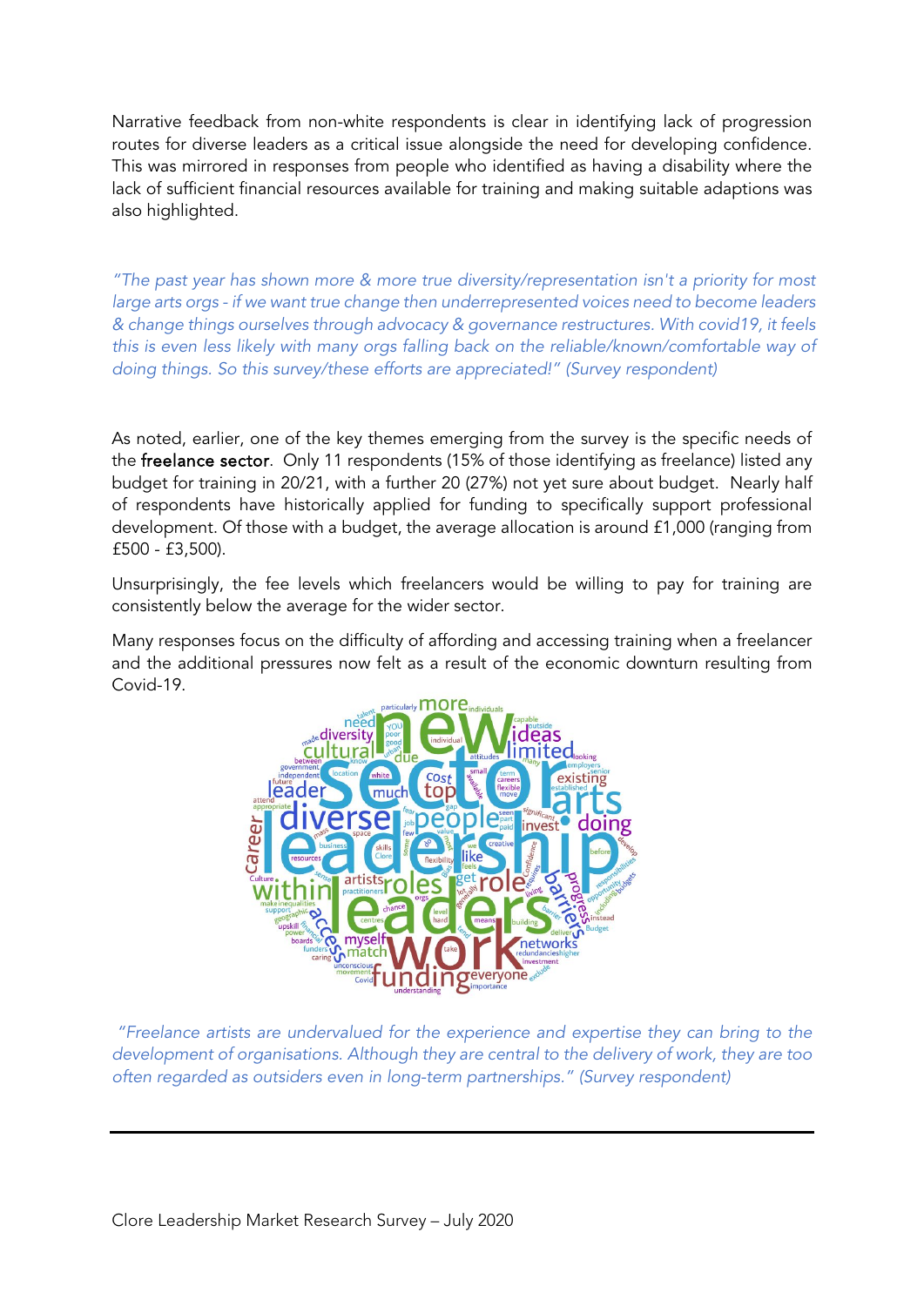Narrative feedback from non-white respondents is clear in identifying lack of progression routes for diverse leaders as a critical issue alongside the need for developing confidence. This was mirrored in responses from people who identified as having a disability where the lack of sufficient financial resources available for training and making suitable adaptions was also highlighted.

*"The past year has shown more & more true diversity/representation isn't a priority for most large arts orgs - if we want true change then underrepresented voices need to become leaders & change things ourselves through advocacy & governance restructures. With covid19, it feels this is even less likely with many orgs falling back on the reliable/known/comfortable way of doing things. So this survey/these efforts are appreciated!" (Survey respondent)*

As noted, earlier, one of the key themes emerging from the survey is the specific needs of the **freelance sector**. Only 11 respondents (15% of those identifying as freelance) listed any budget for training in 20/21, with a further 20 (27%) not yet sure about budget. Nearly half of respondents have historically applied for funding to specifically support professional development. Of those with a budget, the average allocation is around £1,000 (ranging from £500 - £3,500).

Unsurprisingly, the fee levels which freelancers would be willing to pay for training are consistently below the average for the wider sector.

Many responses focus on the difficulty of affording and accessing training when a freelancer and the additional pressures now felt as a result of the economic downturn resulting from Covid-19.

*"Freelance artists are undervalued for the experience and expertise they can bring to the development of organisations. Although they are central to the delivery of work, they are too often regarded as outsiders even in long-term partnerships." (Survey respondent)*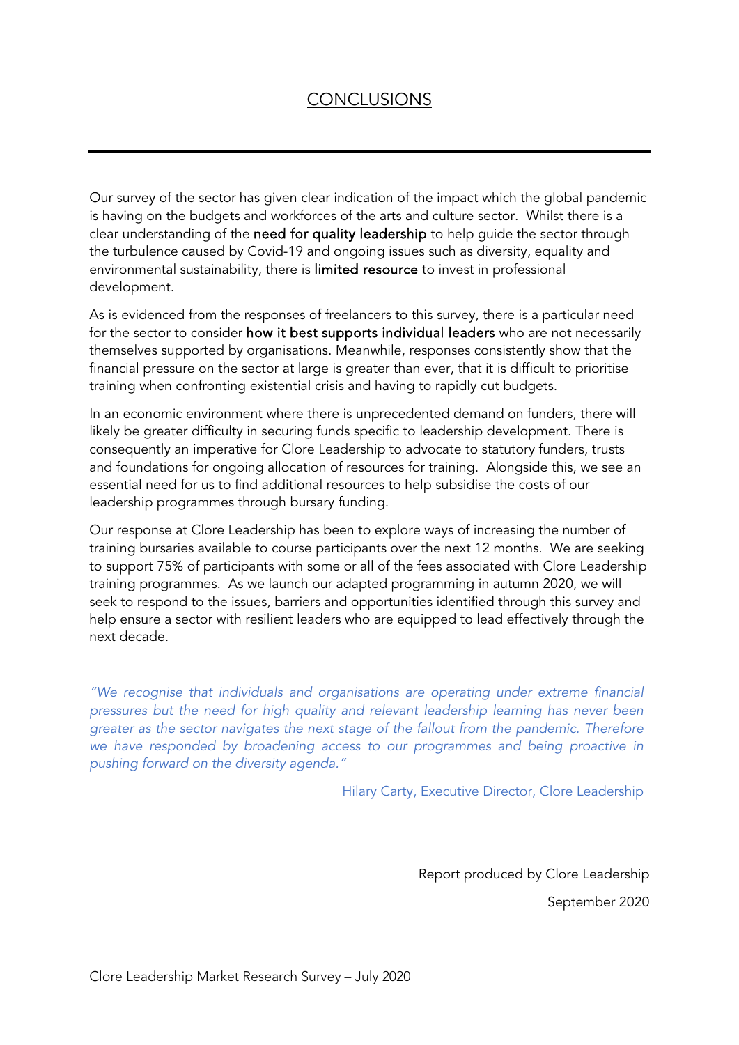# CONCLUSIONS

Our survey of the sector has given clear indication of the impact which the global pandemic is having on the budgets and workforces of the arts and culture sector. Whilst there is a clear understanding of the **need for quality leadership** to help guide the sector through the turbulence caused by Covid-19 and ongoing issues such as diversity, equality and environmental sustainability, there is **limited resource** to invest in professional development.

As is evidenced from the responses of freelancers to this survey, there is a particular need for the sector to consider **how it best supports individual leaders** who are not necessarily themselves supported by organisations. Meanwhile, responses consistently show that the financial pressure on the sector at large is greater than ever, that it is difficult to prioritise training when confronting existential crisis and having to rapidly cut budgets.

In an economic environment where there is unprecedented demand on funders, there will likely be greater difficulty in securing funds specific to leadership development. There is consequently an imperative for Clore Leadership to advocate to statutory funders, trusts and foundations for ongoing allocation of resources for training. Alongside this, we see an essential need for us to find additional resources to help subsidise the costs of our leadership programmes through bursary funding.

Our response at Clore Leadership has been to explore ways of increasing the number of training bursaries available to course participants over the next 12 months. We are seeking to support 75% of participants with some or all of the fees associated with Clore Leadership training programmes. As we launch our adapted programming in autumn 2020, we will seek to respond to the issues, barriers and opportunities identified through this survey and help ensure a sector with resilient leaders who are equipped to lead effectively through the next decade.

*"We recognise that individuals and organisations are operating under extreme financial pressures but the need for high quality and relevant leadership learning has never been greater as the sector navigates the next stage of the fallout from the pandemic. Therefore we have responded by broadening access to our programmes and being proactive in pushing forward on the diversity agenda."*

Hilary Carty, Executive Director, Clore Leadership

Report produced by Clore Leadership

September 2020